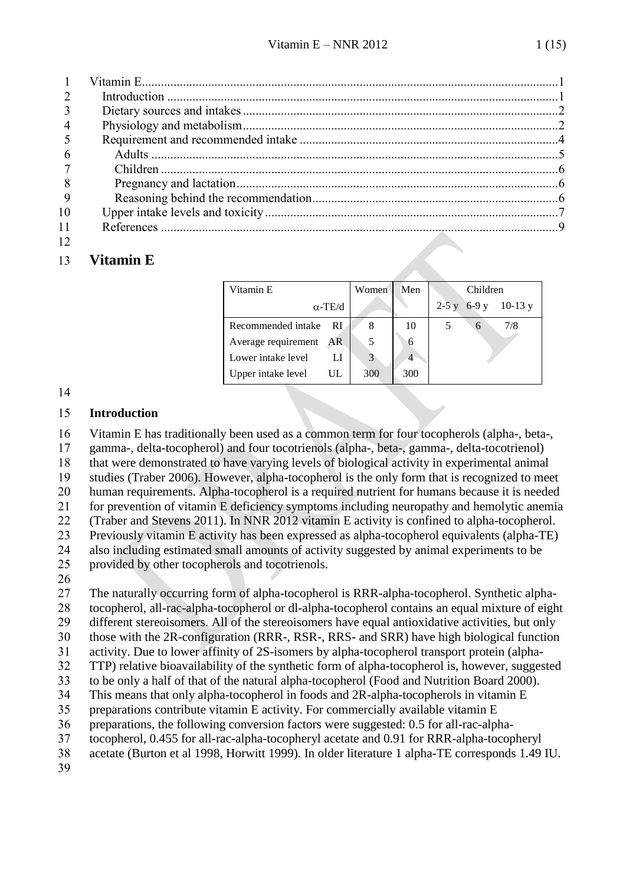Vitamin E....................1
Introduction....................1
Dietary sources and intakes....................2
Physiology and metabolism....................2
Requirement and recommended intake....................4
Adults....................5
Children....................6
Pregnancy and lactation....................6
Reasoning behind the recommendation....................6
Upper intake levels and toxicity....................7
References....................9

# Vitamin E

| Vitamin E | | Women | Men | Children | | |
|---|---|---|---|---|---|---|
| | α-TE/d | | | 2-5 y | 6-9 y | 10-13 y |
| Recommended intake | RI | 8 | 10 | 5 | 6 | 7/8 |
| Average requirement | AR | 5 | 6 | | | |
| Lower intake level | LI | 3 | 4 | | | |
| Upper intake level | UL | 300 | 300 | | | |

## Introduction

Vitamin E has traditionally been used as a common term for four tocopherols (alpha-, beta-, gamma-, delta-tocopherol) and four tocotrienols (alpha-, beta-, gamma-, delta-tocotrienol) that were demonstrated to have varying levels of biological activity in experimental animal studies (Traber 2006). However, alpha-tocopherol is the only form that is recognized to meet human requirements. Alpha-tocopherol is a required nutrient for humans because it is needed for prevention of vitamin E deficiency symptoms including neuropathy and hemolytic anemia (Traber and Stevens 2011). In NNR 2012 vitamin E activity is confined to alpha-tocopherol. Previously vitamin E activity has been expressed as alpha-tocopherol equivalents (alpha-TE) also including estimated small amounts of activity suggested by animal experiments to be provided by other tocopherols and tocotrienols.

The naturally occurring form of alpha-tocopherol is RRR-alpha-tocopherol. Synthetic alpha-tocopherol, all-rac-alpha-tocopherol or dl-alpha-tocopherol contains an equal mixture of eight different stereoisomers. All of the stereoisomers have equal antioxidative activities, but only those with the 2R-configuration (RRR-, RSR-, RRS- and SRR) have high biological function activity. Due to lower affinity of 2S-isomers by alpha-tocopherol transport protein (alpha-TTP) relative bioavailability of the synthetic form of alpha-tocopherol is, however, suggested to be only a half of that of the natural alpha-tocopherol (Food and Nutrition Board 2000). This means that only alpha-tocopherol in foods and 2R-alpha-tocopherols in vitamin E preparations contribute vitamin E activity. For commercially available vitamin E preparations, the following conversion factors were suggested: 0.5 for all-rac-alpha-tocopherol, 0.455 for all-rac-alpha-tocopheryl acetate and 0.91 for RRR-alpha-tocopheryl acetate (Burton et al 1998, Horwitt 1999). In older literature 1 alpha-TE corresponds 1.49 IU.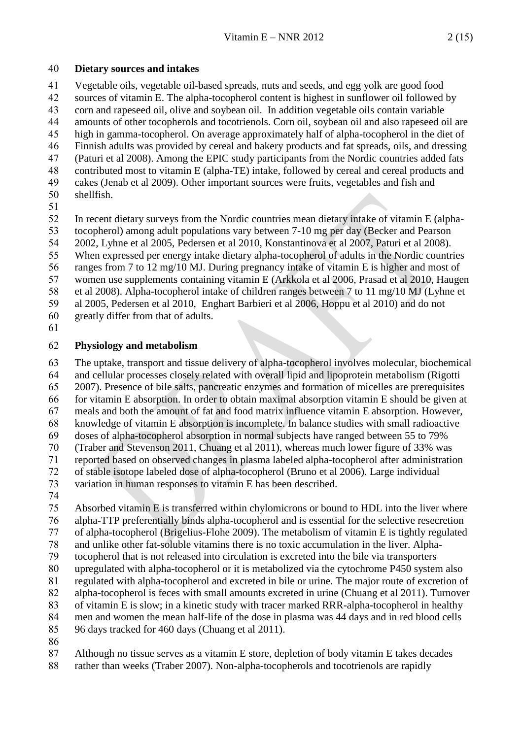## Dietary sources and intakes

Vegetable oils, vegetable oil-based spreads, nuts and seeds, and egg yolk are good food sources of vitamin E. The alpha-tocopherol content is highest in sunflower oil followed by corn and rapeseed oil, olive and soybean oil. In addition vegetable oils contain variable amounts of other tocopherols and tocotrienols. Corn oil, soybean oil and also rapeseed oil are high in gamma-tocopherol. On average approximately half of alpha-tocopherol in the diet of Finnish adults was provided by cereal and bakery products and fat spreads, oils, and dressing (Paturi et al 2008). Among the EPIC study participants from the Nordic countries added fats contributed most to vitamin E (alpha-TE) intake, followed by cereal and cereal products and cakes (Jenab et al 2009). Other important sources were fruits, vegetables and fish and shellfish.

In recent dietary surveys from the Nordic countries mean dietary intake of vitamin E (alpha-tocopherol) among adult populations vary between 7-10 mg per day (Becker and Pearson 2002, Lyhne et al 2005, Pedersen et al 2010, Konstantinova et al 2007, Paturi et al 2008). When expressed per energy intake dietary alpha-tocopherol of adults in the Nordic countries ranges from 7 to 12 mg/10 MJ. During pregnancy intake of vitamin E is higher and most of women use supplements containing vitamin E (Arkkola et al 2006, Prasad et al 2010, Haugen et al 2008). Alpha-tocopherol intake of children ranges between 7 to 11 mg/10 MJ (Lyhne et al 2005, Pedersen et al 2010, Enghart Barbieri et al 2006, Hoppu et al 2010) and do not greatly differ from that of adults.

## Physiology and metabolism

The uptake, transport and tissue delivery of alpha-tocopherol involves molecular, biochemical and cellular processes closely related with overall lipid and lipoprotein metabolism (Rigotti 2007). Presence of bile salts, pancreatic enzymes and formation of micelles are prerequisites for vitamin E absorption. In order to obtain maximal absorption vitamin E should be given at meals and both the amount of fat and food matrix influence vitamin E absorption. However, knowledge of vitamin E absorption is incomplete. In balance studies with small radioactive doses of alpha-tocopherol absorption in normal subjects have ranged between 55 to 79% (Traber and Stevenson 2011, Chuang et al 2011), whereas much lower figure of 33% was reported based on observed changes in plasma labeled alpha-tocopherol after administration of stable isotope labeled dose of alpha-tocopherol (Bruno et al 2006). Large individual variation in human responses to vitamin E has been described.

Absorbed vitamin E is transferred within chylomicrons or bound to HDL into the liver where alpha-TTP preferentially binds alpha-tocopherol and is essential for the selective resecretion of alpha-tocopherol (Brigelius-Flohe 2009). The metabolism of vitamin E is tightly regulated and unlike other fat-soluble vitamins there is no toxic accumulation in the liver. Alpha-tocopherol that is not released into circulation is excreted into the bile via transporters upregulated with alpha-tocopherol or it is metabolized via the cytochrome P450 system also regulated with alpha-tocopherol and excreted in bile or urine. The major route of excretion of alpha-tocopherol is feces with small amounts excreted in urine (Chuang et al 2011). Turnover of vitamin E is slow; in a kinetic study with tracer marked RRR-alpha-tocopherol in healthy men and women the mean half-life of the dose in plasma was 44 days and in red blood cells 96 days tracked for 460 days (Chuang et al 2011).

Although no tissue serves as a vitamin E store, depletion of body vitamin E takes decades rather than weeks (Traber 2007). Non-alpha-tocopherols and tocotrienols are rapidly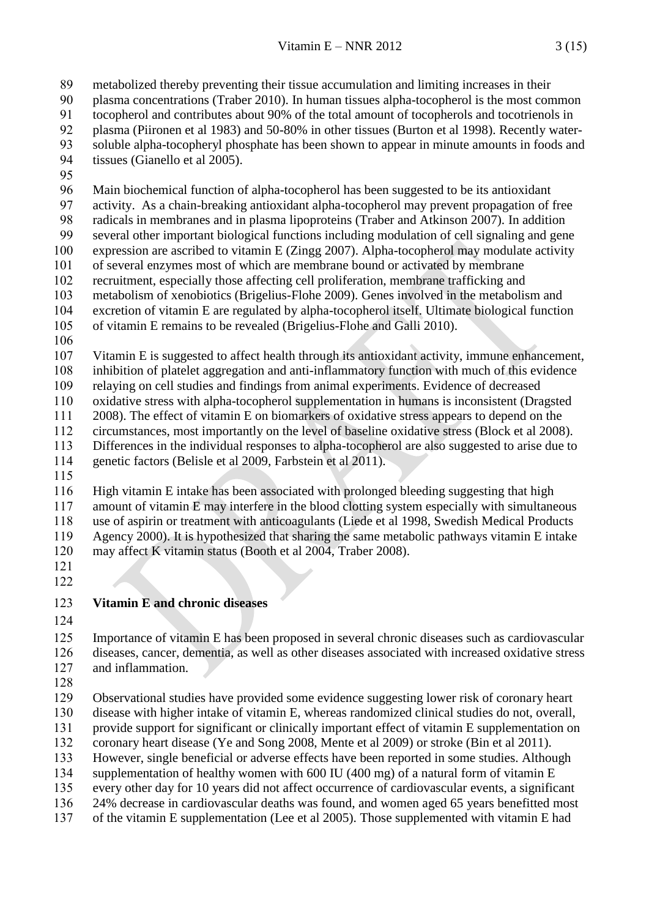metabolized thereby preventing their tissue accumulation and limiting increases in their plasma concentrations (Traber 2010). In human tissues alpha-tocopherol is the most common tocopherol and contributes about 90% of the total amount of tocopherols and tocotrienols in plasma (Piironen et al 1983) and 50-80% in other tissues (Burton et al 1998). Recently water-soluble alpha-tocopheryl phosphate has been shown to appear in minute amounts in foods and tissues (Gianello et al 2005).

Main biochemical function of alpha-tocopherol has been suggested to be its antioxidant activity. As a chain-breaking antioxidant alpha-tocopherol may prevent propagation of free radicals in membranes and in plasma lipoproteins (Traber and Atkinson 2007). In addition several other important biological functions including modulation of cell signaling and gene expression are ascribed to vitamin E (Zingg 2007). Alpha-tocopherol may modulate activity of several enzymes most of which are membrane bound or activated by membrane recruitment, especially those affecting cell proliferation, membrane trafficking and metabolism of xenobiotics (Brigelius-Flohe 2009). Genes involved in the metabolism and excretion of vitamin E are regulated by alpha-tocopherol itself. Ultimate biological function of vitamin E remains to be revealed (Brigelius-Flohe and Galli 2010).

Vitamin E is suggested to affect health through its antioxidant activity, immune enhancement, inhibition of platelet aggregation and anti-inflammatory function with much of this evidence relaying on cell studies and findings from animal experiments. Evidence of decreased oxidative stress with alpha-tocopherol supplementation in humans is inconsistent (Dragsted 2008). The effect of vitamin E on biomarkers of oxidative stress appears to depend on the circumstances, most importantly on the level of baseline oxidative stress (Block et al 2008). Differences in the individual responses to alpha-tocopherol are also suggested to arise due to genetic factors (Belisle et al 2009, Farbstein et al 2011).

High vitamin E intake has been associated with prolonged bleeding suggesting that high amount of vitamin E may interfere in the blood clotting system especially with simultaneous use of aspirin or treatment with anticoagulants (Liede et al 1998, Swedish Medical Products Agency 2000). It is hypothesized that sharing the same metabolic pathways vitamin E intake may affect K vitamin status (Booth et al 2004, Traber 2008).

## Vitamin E and chronic diseases

Importance of vitamin E has been proposed in several chronic diseases such as cardiovascular diseases, cancer, dementia, as well as other diseases associated with increased oxidative stress and inflammation.

Observational studies have provided some evidence suggesting lower risk of coronary heart disease with higher intake of vitamin E, whereas randomized clinical studies do not, overall, provide support for significant or clinically important effect of vitamin E supplementation on coronary heart disease (Ye and Song 2008, Mente et al 2009) or stroke (Bin et al 2011). However, single beneficial or adverse effects have been reported in some studies. Although supplementation of healthy women with 600 IU (400 mg) of a natural form of vitamin E every other day for 10 years did not affect occurrence of cardiovascular events, a significant 24% decrease in cardiovascular deaths was found, and women aged 65 years benefitted most of the vitamin E supplementation (Lee et al 2005). Those supplemented with vitamin E had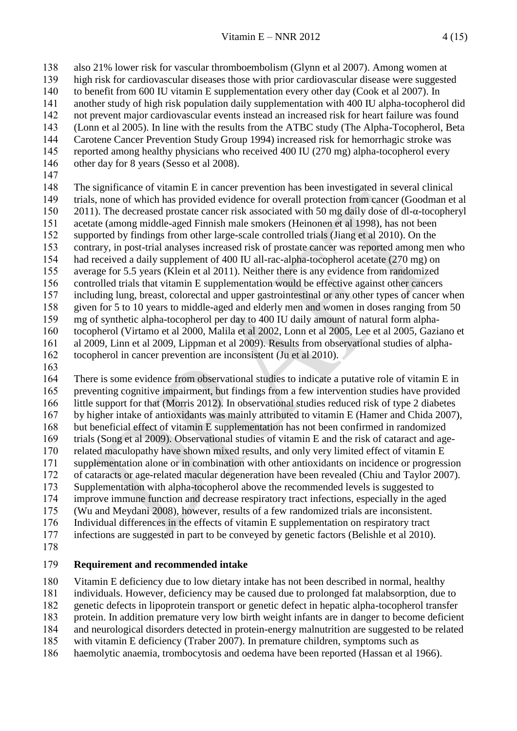also 21% lower risk for vascular thromboembolism (Glynn et al 2007). Among women at high risk for cardiovascular diseases those with prior cardiovascular disease were suggested to benefit from 600 IU vitamin E supplementation every other day (Cook et al 2007). In another study of high risk population daily supplementation with 400 IU alpha-tocopherol did not prevent major cardiovascular events instead an increased risk for heart failure was found (Lonn et al 2005). In line with the results from the ATBC study (The Alpha-Tocopherol, Beta Carotene Cancer Prevention Study Group 1994) increased risk for hemorrhagic stroke was reported among healthy physicians who received 400 IU (270 mg) alpha-tocopherol every other day for 8 years (Sesso et al 2008).

The significance of vitamin E in cancer prevention has been investigated in several clinical trials, none of which has provided evidence for overall protection from cancer (Goodman et al 2011). The decreased prostate cancer risk associated with 50 mg daily dose of dl-α-tocopheryl acetate (among middle-aged Finnish male smokers (Heinonen et al 1998), has not been supported by findings from other large-scale controlled trials (Jiang et al 2010). On the contrary, in post-trial analyses increased risk of prostate cancer was reported among men who had received a daily supplement of 400 IU all-rac-alpha-tocopherol acetate (270 mg) on average for 5.5 years (Klein et al 2011). Neither there is any evidence from randomized controlled trials that vitamin E supplementation would be effective against other cancers including lung, breast, colorectal and upper gastrointestinal or any other types of cancer when given for 5 to 10 years to middle-aged and elderly men and women in doses ranging from 50 mg of synthetic alpha-tocopherol per day to 400 IU daily amount of natural form alpha-tocopherol (Virtamo et al 2000, Malila et al 2002, Lonn et al 2005, Lee et al 2005, Gaziano et al 2009, Linn et al 2009, Lippman et al 2009). Results from observational studies of alpha-tocopherol in cancer prevention are inconsistent (Ju et al 2010).

There is some evidence from observational studies to indicate a putative role of vitamin E in preventing cognitive impairment, but findings from a few intervention studies have provided little support for that (Morris 2012). In observational studies reduced risk of type 2 diabetes by higher intake of antioxidants was mainly attributed to vitamin E (Hamer and Chida 2007), but beneficial effect of vitamin E supplementation has not been confirmed in randomized trials (Song et al 2009). Observational studies of vitamin E and the risk of cataract and age-related maculopathy have shown mixed results, and only very limited effect of vitamin E supplementation alone or in combination with other antioxidants on incidence or progression of cataracts or age-related macular degeneration have been revealed (Chiu and Taylor 2007). Supplementation with alpha-tocopherol above the recommended levels is suggested to improve immune function and decrease respiratory tract infections, especially in the aged (Wu and Meydani 2008), however, results of a few randomized trials are inconsistent. Individual differences in the effects of vitamin E supplementation on respiratory tract infections are suggested in part to be conveyed by genetic factors (Belishle et al 2010).

## Requirement and recommended intake

Vitamin E deficiency due to low dietary intake has not been described in normal, healthy individuals. However, deficiency may be caused due to prolonged fat malabsorption, due to genetic defects in lipoprotein transport or genetic defect in hepatic alpha-tocopherol transfer protein. In addition premature very low birth weight infants are in danger to become deficient and neurological disorders detected in protein-energy malnutrition are suggested to be related with vitamin E deficiency (Traber 2007). In premature children, symptoms such as haemolytic anaemia, trombocytosis and oedema have been reported (Hassan et al 1966).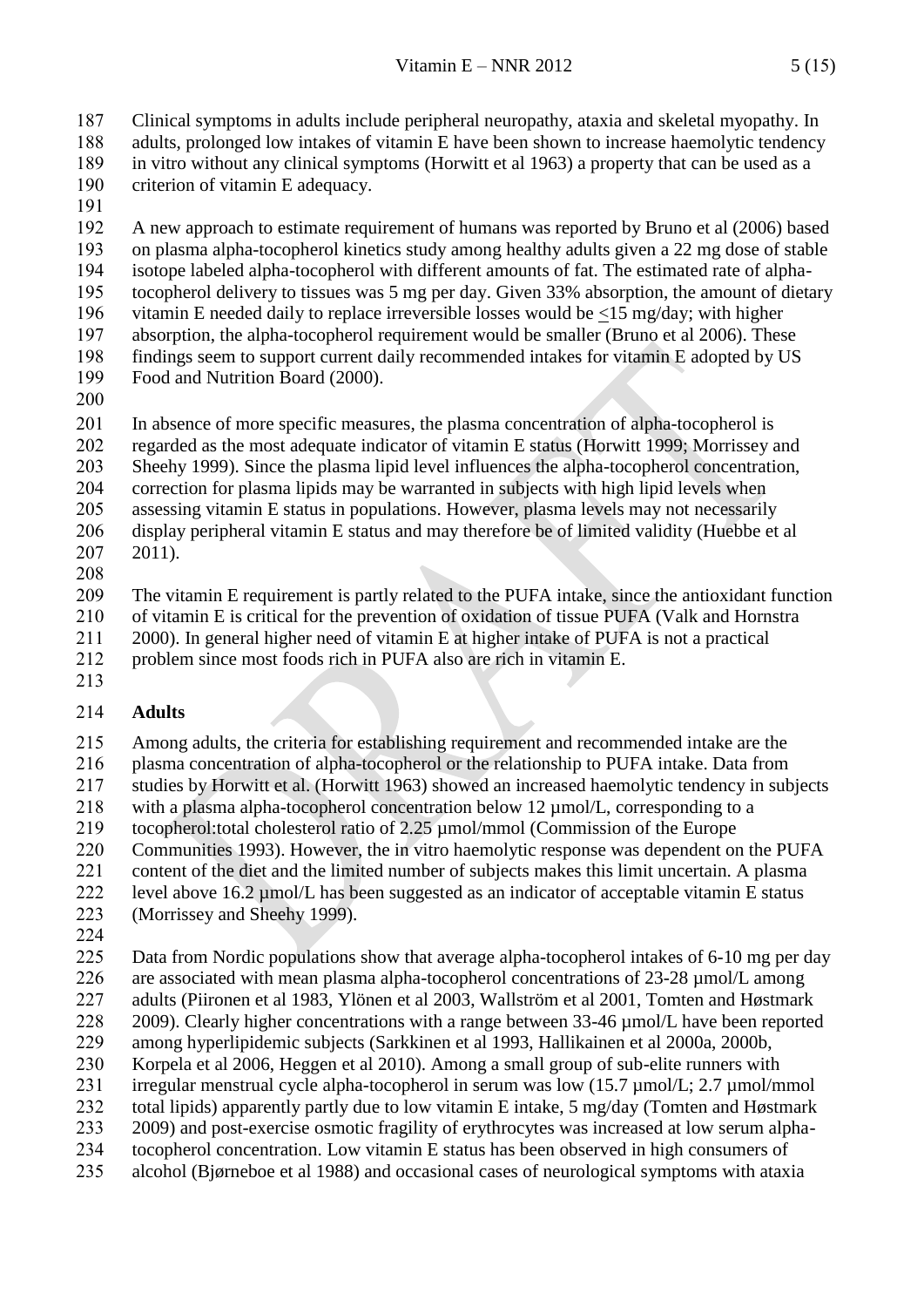Clinical symptoms in adults include peripheral neuropathy, ataxia and skeletal myopathy. In adults, prolonged low intakes of vitamin E have been shown to increase haemolytic tendency in vitro without any clinical symptoms (Horwitt et al 1963) a property that can be used as a criterion of vitamin E adequacy.

A new approach to estimate requirement of humans was reported by Bruno et al (2006) based on plasma alpha-tocopherol kinetics study among healthy adults given a 22 mg dose of stable isotope labeled alpha-tocopherol with different amounts of fat. The estimated rate of alpha-tocopherol delivery to tissues was 5 mg per day. Given 33% absorption, the amount of dietary vitamin E needed daily to replace irreversible losses would be <15 mg/day; with higher absorption, the alpha-tocopherol requirement would be smaller (Bruno et al 2006). These findings seem to support current daily recommended intakes for vitamin E adopted by US Food and Nutrition Board (2000).

In absence of more specific measures, the plasma concentration of alpha-tocopherol is regarded as the most adequate indicator of vitamin E status (Horwitt 1999; Morrissey and Sheehy 1999). Since the plasma lipid level influences the alpha-tocopherol concentration, correction for plasma lipids may be warranted in subjects with high lipid levels when assessing vitamin E status in populations. However, plasma levels may not necessarily display peripheral vitamin E status and may therefore be of limited validity (Huebbe et al 2011).

The vitamin E requirement is partly related to the PUFA intake, since the antioxidant function of vitamin E is critical for the prevention of oxidation of tissue PUFA (Valk and Hornstra 2000). In general higher need of vitamin E at higher intake of PUFA is not a practical problem since most foods rich in PUFA also are rich in vitamin E.

**Adults**

Among adults, the criteria for establishing requirement and recommended intake are the plasma concentration of alpha-tocopherol or the relationship to PUFA intake. Data from studies by Horwitt et al. (Horwitt 1963) showed an increased haemolytic tendency in subjects with a plasma alpha-tocopherol concentration below 12 µmol/L, corresponding to a tocopherol:total cholesterol ratio of 2.25 µmol/mmol (Commission of the Europe Communities 1993). However, the in vitro haemolytic response was dependent on the PUFA content of the diet and the limited number of subjects makes this limit uncertain. A plasma level above 16.2 µmol/L has been suggested as an indicator of acceptable vitamin E status (Morrissey and Sheehy 1999).

Data from Nordic populations show that average alpha-tocopherol intakes of 6-10 mg per day are associated with mean plasma alpha-tocopherol concentrations of 23-28 µmol/L among adults (Piironen et al 1983, Ylönen et al 2003, Wallström et al 2001, Tomten and Høstmark 2009). Clearly higher concentrations with a range between 33-46 µmol/L have been reported among hyperlipidemic subjects (Sarkkinen et al 1993, Hallikainen et al 2000a, 2000b, Korpela et al 2006, Heggen et al 2010). Among a small group of sub-elite runners with irregular menstrual cycle alpha-tocopherol in serum was low (15.7 µmol/L; 2.7 µmol/mmol total lipids) apparently partly due to low vitamin E intake, 5 mg/day (Tomten and Høstmark 2009) and post-exercise osmotic fragility of erythrocytes was increased at low serum alpha-tocopherol concentration. Low vitamin E status has been observed in high consumers of alcohol (Bjørneboe et al 1988) and occasional cases of neurological symptoms with ataxia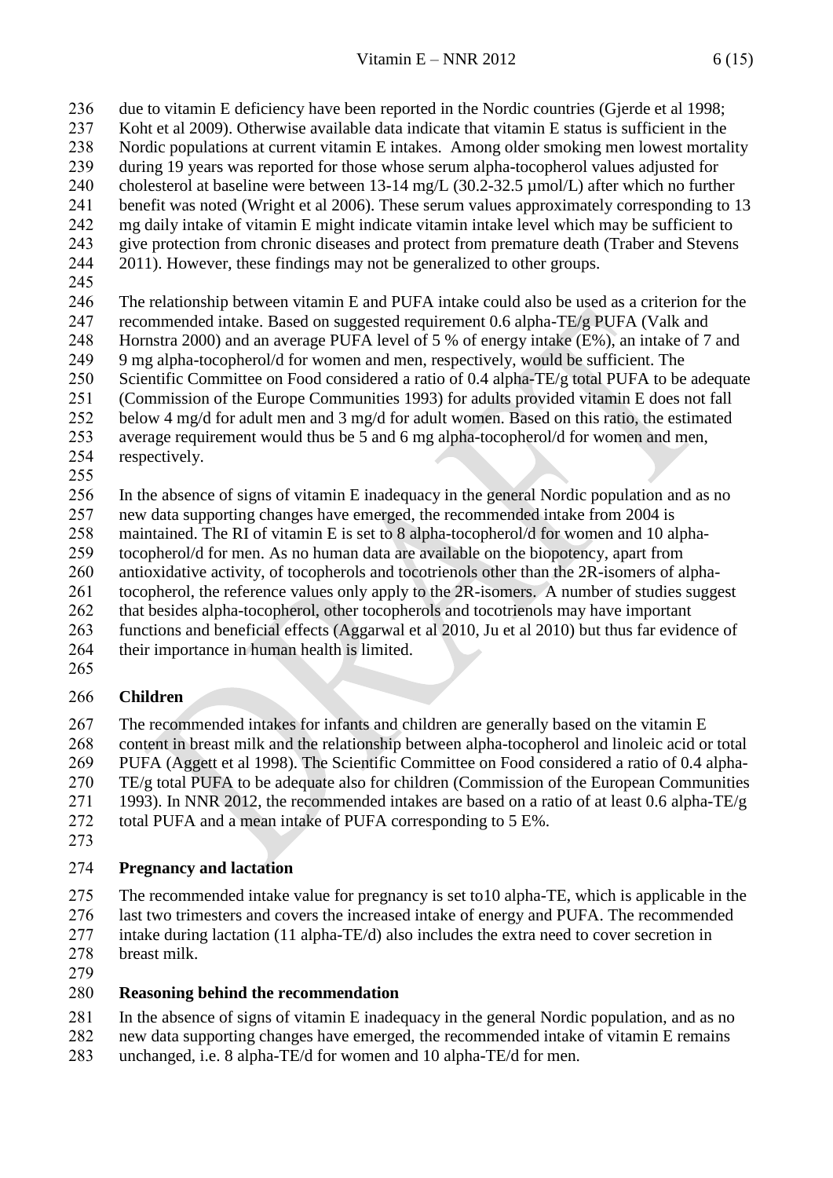due to vitamin E deficiency have been reported in the Nordic countries (Gjerde et al 1998; Koht et al 2009). Otherwise available data indicate that vitamin E status is sufficient in the Nordic populations at current vitamin E intakes. Among older smoking men lowest mortality during 19 years was reported for those whose serum alpha-tocopherol values adjusted for cholesterol at baseline were between 13-14 mg/L (30.2-32.5 µmol/L) after which no further benefit was noted (Wright et al 2006). These serum values approximately corresponding to 13 mg daily intake of vitamin E might indicate vitamin intake level which may be sufficient to give protection from chronic diseases and protect from premature death (Traber and Stevens 2011). However, these findings may not be generalized to other groups.

The relationship between vitamin E and PUFA intake could also be used as a criterion for the recommended intake. Based on suggested requirement 0.6 alpha-TE/g PUFA (Valk and Hornstra 2000) and an average PUFA level of 5 % of energy intake (E%), an intake of 7 and 9 mg alpha-tocopherol/d for women and men, respectively, would be sufficient. The Scientific Committee on Food considered a ratio of 0.4 alpha-TE/g total PUFA to be adequate (Commission of the Europe Communities 1993) for adults provided vitamin E does not fall below 4 mg/d for adult men and 3 mg/d for adult women. Based on this ratio, the estimated average requirement would thus be 5 and 6 mg alpha-tocopherol/d for women and men, respectively.

In the absence of signs of vitamin E inadequacy in the general Nordic population and as no new data supporting changes have emerged, the recommended intake from 2004 is maintained. The RI of vitamin E is set to 8 alpha-tocopherol/d for women and 10 alpha-tocopherol/d for men. As no human data are available on the biopotency, apart from antioxidative activity, of tocopherols and tocotrienols other than the 2R-isomers of alpha-tocopherol, the reference values only apply to the 2R-isomers. A number of studies suggest that besides alpha-tocopherol, other tocopherols and tocotrienols may have important functions and beneficial effects (Aggarwal et al 2010, Ju et al 2010) but thus far evidence of their importance in human health is limited.

## Children

The recommended intakes for infants and children are generally based on the vitamin E content in breast milk and the relationship between alpha-tocopherol and linoleic acid or total PUFA (Aggett et al 1998). The Scientific Committee on Food considered a ratio of 0.4 alpha-TE/g total PUFA to be adequate also for children (Commission of the European Communities 1993). In NNR 2012, the recommended intakes are based on a ratio of at least 0.6 alpha-TE/g total PUFA and a mean intake of PUFA corresponding to 5 E%.

## Pregnancy and lactation

The recommended intake value for pregnancy is set to10 alpha-TE, which is applicable in the last two trimesters and covers the increased intake of energy and PUFA. The recommended intake during lactation (11 alpha-TE/d) also includes the extra need to cover secretion in breast milk.

## Reasoning behind the recommendation

In the absence of signs of vitamin E inadequacy in the general Nordic population, and as no new data supporting changes have emerged, the recommended intake of vitamin E remains unchanged, i.e. 8 alpha-TE/d for women and 10 alpha-TE/d for men.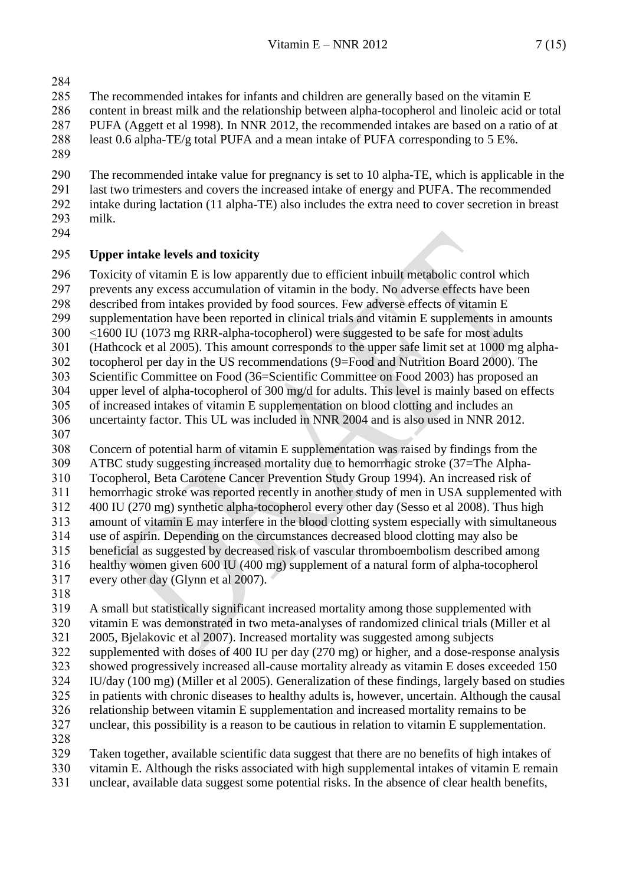The recommended intakes for infants and children are generally based on the vitamin E content in breast milk and the relationship between alpha-tocopherol and linoleic acid or total PUFA (Aggett et al 1998). In NNR 2012, the recommended intakes are based on a ratio of at least 0.6 alpha-TE/g total PUFA and a mean intake of PUFA corresponding to 5 E%.

The recommended intake value for pregnancy is set to 10 alpha-TE, which is applicable in the last two trimesters and covers the increased intake of energy and PUFA. The recommended intake during lactation (11 alpha-TE) also includes the extra need to cover secretion in breast milk.

## Upper intake levels and toxicity

Toxicity of vitamin E is low apparently due to efficient inbuilt metabolic control which prevents any excess accumulation of vitamin in the body. No adverse effects have been described from intakes provided by food sources. Few adverse effects of vitamin E supplementation have been reported in clinical trials and vitamin E supplements in amounts $\leq$1600 IU (1073 mg RRR-alpha-tocopherol) were suggested to be safe for most adults (Hathcock et al 2005). This amount corresponds to the upper safe limit set at 1000 mg alpha-tocopherol per day in the US recommendations (9=Food and Nutrition Board 2000). The Scientific Committee on Food (36=Scientific Committee on Food 2003) has proposed an upper level of alpha-tocopherol of 300 mg/d for adults. This level is mainly based on effects of increased intakes of vitamin E supplementation on blood clotting and includes an uncertainty factor. This UL was included in NNR 2004 and is also used in NNR 2012.

Concern of potential harm of vitamin E supplementation was raised by findings from the ATBC study suggesting increased mortality due to hemorrhagic stroke (37=The Alpha-Tocopherol, Beta Carotene Cancer Prevention Study Group 1994). An increased risk of hemorrhagic stroke was reported recently in another study of men in USA supplemented with 400 IU (270 mg) synthetic alpha-tocopherol every other day (Sesso et al 2008). Thus high amount of vitamin E may interfere in the blood clotting system especially with simultaneous use of aspirin. Depending on the circumstances decreased blood clotting may also be beneficial as suggested by decreased risk of vascular thromboembolism described among healthy women given 600 IU (400 mg) supplement of a natural form of alpha-tocopherol every other day (Glynn et al 2007).

A small but statistically significant increased mortality among those supplemented with vitamin E was demonstrated in two meta-analyses of randomized clinical trials (Miller et al 2005, Bjelakovic et al 2007). Increased mortality was suggested among subjects supplemented with doses of 400 IU per day (270 mg) or higher, and a dose-response analysis showed progressively increased all-cause mortality already as vitamin E doses exceeded 150 IU/day (100 mg) (Miller et al 2005). Generalization of these findings, largely based on studies in patients with chronic diseases to healthy adults is, however, uncertain. Although the causal relationship between vitamin E supplementation and increased mortality remains to be unclear, this possibility is a reason to be cautious in relation to vitamin E supplementation.

Taken together, available scientific data suggest that there are no benefits of high intakes of vitamin E. Although the risks associated with high supplemental intakes of vitamin E remain unclear, available data suggest some potential risks. In the absence of clear health benefits,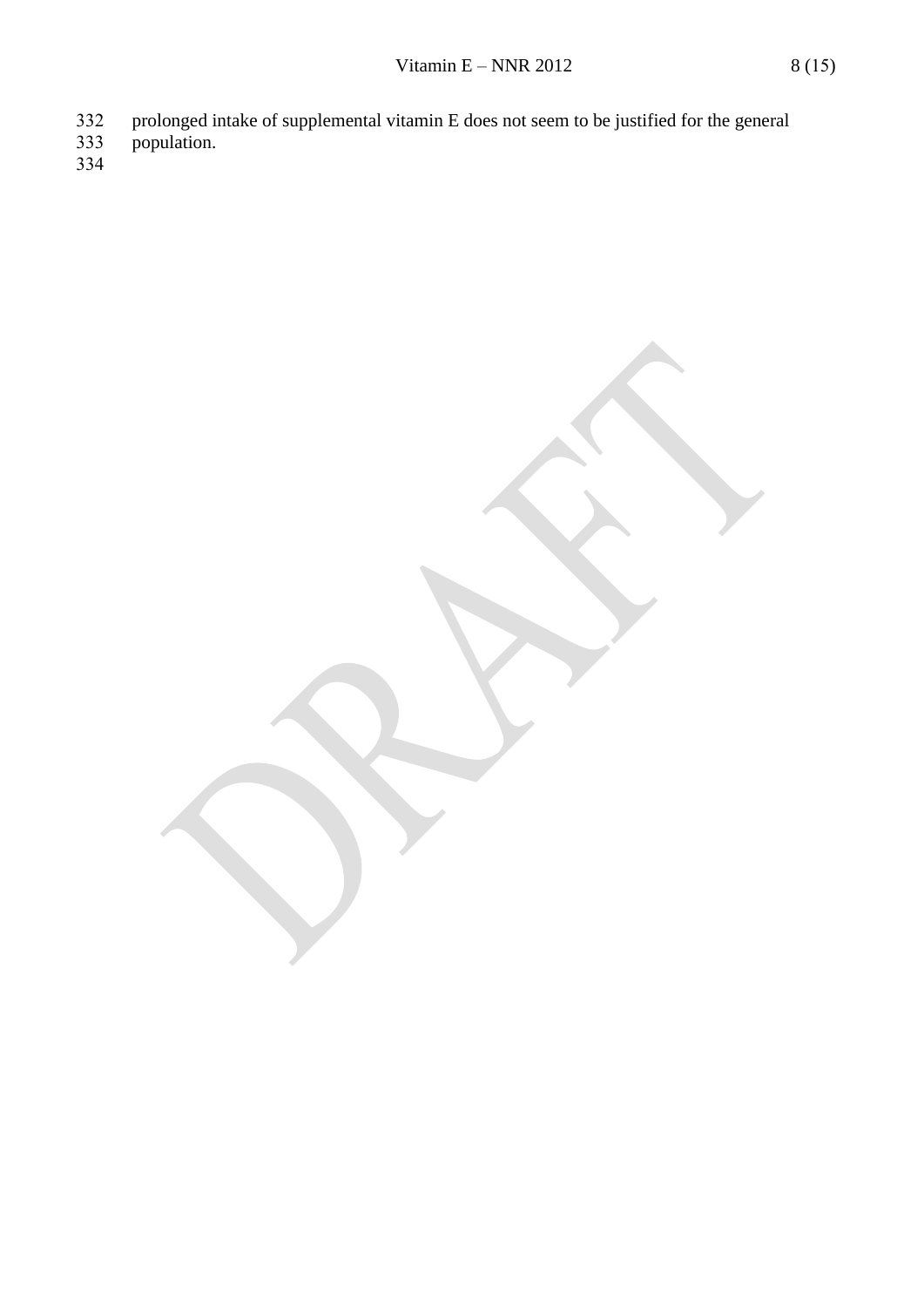prolonged intake of supplemental vitamin E does not seem to be justified for the general population.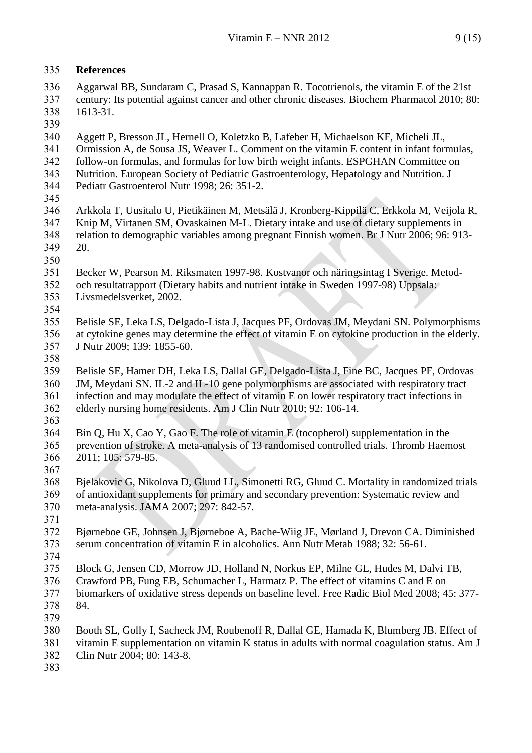**References**

Aggarwal BB, Sundaram C, Prasad S, Kannappan R. Tocotrienols, the vitamin E of the 21st century: Its potential against cancer and other chronic diseases. Biochem Pharmacol 2010; 80: 1613-31.

Aggett P, Bresson JL, Hernell O, Koletzko B, Lafeber H, Michaelson KF, Micheli JL, Ormission A, de Sousa JS, Weaver L. Comment on the vitamin E content in infant formulas, follow-on formulas, and formulas for low birth weight infants. ESPGHAN Committee on Nutrition. European Society of Pediatric Gastroenterology, Hepatology and Nutrition. J Pediatr Gastroenterol Nutr 1998; 26: 351-2.

Arkkola T, Uusitalo U, Pietikäinen M, Metsälä J, Kronberg-Kippilä C, Erkkola M, Veijola R, Knip M, Virtanen SM, Ovaskainen M-L. Dietary intake and use of dietary supplements in relation to demographic variables among pregnant Finnish women. Br J Nutr 2006; 96: 913-20.

Becker W, Pearson M. Riksmaten 1997-98. Kostvanor och näringsintag I Sverige. Metod- och resultatrapport (Dietary habits and nutrient intake in Sweden 1997-98) Uppsala: Livsmedelsverket, 2002.

Belisle SE, Leka LS, Delgado-Lista J, Jacques PF, Ordovas JM, Meydani SN. Polymorphisms at cytokine genes may determine the effect of vitamin E on cytokine production in the elderly. J Nutr 2009; 139: 1855-60.

Belisle SE, Hamer DH, Leka LS, Dallal GE, Delgado-Lista J, Fine BC, Jacques PF, Ordovas JM, Meydani SN. IL-2 and IL-10 gene polymorphisms are associated with respiratory tract infection and may modulate the effect of vitamin E on lower respiratory tract infections in elderly nursing home residents. Am J Clin Nutr 2010; 92: 106-14.

Bin Q, Hu X, Cao Y, Gao F. The role of vitamin E (tocopherol) supplementation in the prevention of stroke. A meta-analysis of 13 randomised controlled trials. Thromb Haemost 2011; 105: 579-85.

Bjelakovic G, Nikolova D, Gluud LL, Simonetti RG, Gluud C. Mortality in randomized trials of antioxidant supplements for primary and secondary prevention: Systematic review and meta-analysis. JAMA 2007; 297: 842-57.

Bjørneboe GE, Johnsen J, Bjørneboe A, Bache-Wiig JE, Mørland J, Drevon CA. Diminished serum concentration of vitamin E in alcoholics. Ann Nutr Metab 1988; 32: 56-61.

Block G, Jensen CD, Morrow JD, Holland N, Norkus EP, Milne GL, Hudes M, Dalvi TB, Crawford PB, Fung EB, Schumacher L, Harmatz P. The effect of vitamins C and E on biomarkers of oxidative stress depends on baseline level. Free Radic Biol Med 2008; 45: 377-84.

Booth SL, Golly I, Sacheck JM, Roubenoff R, Dallal GE, Hamada K, Blumberg JB. Effect of vitamin E supplementation on vitamin K status in adults with normal coagulation status. Am J Clin Nutr 2004; 80: 143-8.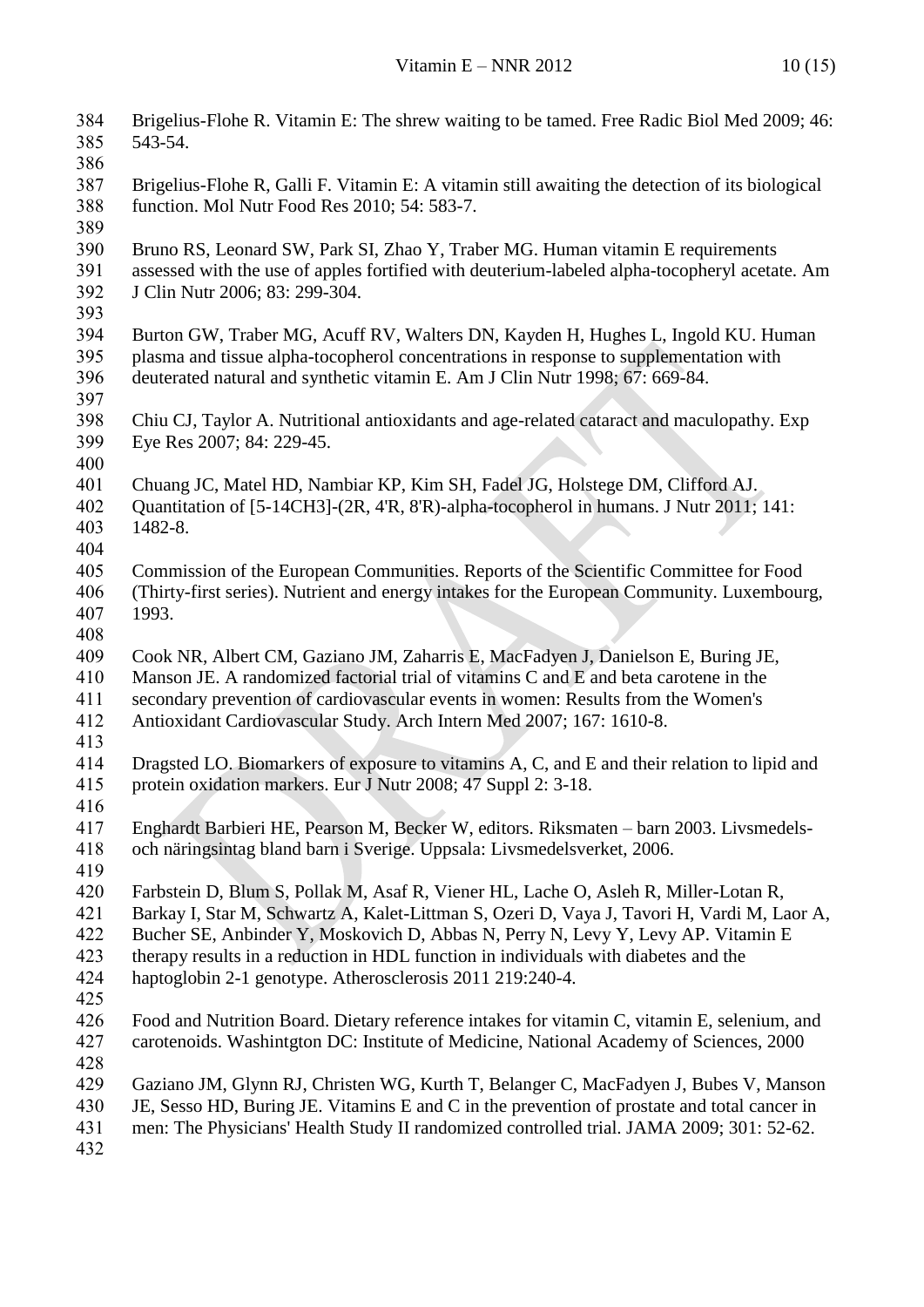Brigelius-Flohe R. Vitamin E: The shrew waiting to be tamed. Free Radic Biol Med 2009; 46: 543-54.

Brigelius-Flohe R, Galli F. Vitamin E: A vitamin still awaiting the detection of its biological function. Mol Nutr Food Res 2010; 54: 583-7.

Bruno RS, Leonard SW, Park SI, Zhao Y, Traber MG. Human vitamin E requirements assessed with the use of apples fortified with deuterium-labeled alpha-tocopheryl acetate. Am J Clin Nutr 2006; 83: 299-304.

Burton GW, Traber MG, Acuff RV, Walters DN, Kayden H, Hughes L, Ingold KU. Human plasma and tissue alpha-tocopherol concentrations in response to supplementation with deuterated natural and synthetic vitamin E. Am J Clin Nutr 1998; 67: 669-84.

Chiu CJ, Taylor A. Nutritional antioxidants and age-related cataract and maculopathy. Exp Eye Res 2007; 84: 229-45.

Chuang JC, Matel HD, Nambiar KP, Kim SH, Fadel JG, Holstege DM, Clifford AJ. Quantitation of [5-14CH3]-(2R, 4'R, 8'R)-alpha-tocopherol in humans. J Nutr 2011; 141: 1482-8.

Commission of the European Communities. Reports of the Scientific Committee for Food (Thirty-first series). Nutrient and energy intakes for the European Community. Luxembourg, 1993.

Cook NR, Albert CM, Gaziano JM, Zaharris E, MacFadyen J, Danielson E, Buring JE, Manson JE. A randomized factorial trial of vitamins C and E and beta carotene in the secondary prevention of cardiovascular events in women: Results from the Women's Antioxidant Cardiovascular Study. Arch Intern Med 2007; 167: 1610-8.

Dragsted LO. Biomarkers of exposure to vitamins A, C, and E and their relation to lipid and protein oxidation markers. Eur J Nutr 2008; 47 Suppl 2: 3-18.

Enghardt Barbieri HE, Pearson M, Becker W, editors. Riksmaten – barn 2003. Livsmedels- och näringsintag bland barn i Sverige. Uppsala: Livsmedelsverket, 2006.

Farbstein D, Blum S, Pollak M, Asaf R, Viener HL, Lache O, Asleh R, Miller-Lotan R, Barkay I, Star M, Schwartz A, Kalet-Littman S, Ozeri D, Vaya J, Tavori H, Vardi M, Laor A, Bucher SE, Anbinder Y, Moskovich D, Abbas N, Perry N, Levy Y, Levy AP. Vitamin E therapy results in a reduction in HDL function in individuals with diabetes and the haptoglobin 2-1 genotype. Atherosclerosis 2011 219:240-4.

Food and Nutrition Board. Dietary reference intakes for vitamin C, vitamin E, selenium, and carotenoids. Washintgton DC: Institute of Medicine, National Academy of Sciences, 2000

Gaziano JM, Glynn RJ, Christen WG, Kurth T, Belanger C, MacFadyen J, Bubes V, Manson JE, Sesso HD, Buring JE. Vitamins E and C in the prevention of prostate and total cancer in men: The Physicians' Health Study II randomized controlled trial. JAMA 2009; 301: 52-62.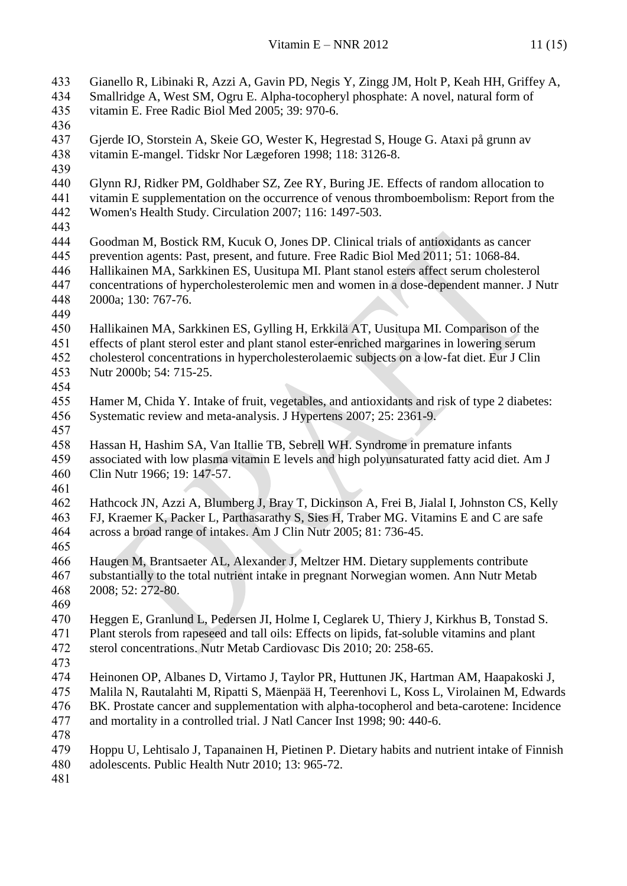Gianello R, Libinaki R, Azzi A, Gavin PD, Negis Y, Zingg JM, Holt P, Keah HH, Griffey A, Smallridge A, West SM, Ogru E. Alpha-tocopheryl phosphate: A novel, natural form of vitamin E. Free Radic Biol Med 2005; 39: 970-6.

Gjerde IO, Storstein A, Skeie GO, Wester K, Hegrestad S, Houge G. Ataxi på grunn av vitamin E-mangel. Tidskr Nor Lægeforen 1998; 118: 3126-8.

Glynn RJ, Ridker PM, Goldhaber SZ, Zee RY, Buring JE. Effects of random allocation to vitamin E supplementation on the occurrence of venous thromboembolism: Report from the Women's Health Study. Circulation 2007; 116: 1497-503.

Goodman M, Bostick RM, Kucuk O, Jones DP. Clinical trials of antioxidants as cancer prevention agents: Past, present, and future. Free Radic Biol Med 2011; 51: 1068-84.
Hallikainen MA, Sarkkinen ES, Uusitupa MI. Plant stanol esters affect serum cholesterol concentrations of hypercholesterolemic men and women in a dose-dependent manner. J Nutr 2000a; 130: 767-76.

Hallikainen MA, Sarkkinen ES, Gylling H, Erkkilä AT, Uusitupa MI. Comparison of the effects of plant sterol ester and plant stanol ester-enriched margarines in lowering serum cholesterol concentrations in hypercholesterolaemic subjects on a low-fat diet. Eur J Clin Nutr 2000b; 54: 715-25.

Hamer M, Chida Y. Intake of fruit, vegetables, and antioxidants and risk of type 2 diabetes: Systematic review and meta-analysis. J Hypertens 2007; 25: 2361-9.

Hassan H, Hashim SA, Van Itallie TB, Sebrell WH. Syndrome in premature infants associated with low plasma vitamin E levels and high polyunsaturated fatty acid diet. Am J Clin Nutr 1966; 19: 147-57.

Hathcock JN, Azzi A, Blumberg J, Bray T, Dickinson A, Frei B, Jialal I, Johnston CS, Kelly FJ, Kraemer K, Packer L, Parthasarathy S, Sies H, Traber MG. Vitamins E and C are safe across a broad range of intakes. Am J Clin Nutr 2005; 81: 736-45.

Haugen M, Brantsaeter AL, Alexander J, Meltzer HM. Dietary supplements contribute substantially to the total nutrient intake in pregnant Norwegian women. Ann Nutr Metab 2008; 52: 272-80.

Heggen E, Granlund L, Pedersen JI, Holme I, Ceglarek U, Thiery J, Kirkhus B, Tonstad S. Plant sterols from rapeseed and tall oils: Effects on lipids, fat-soluble vitamins and plant sterol concentrations. Nutr Metab Cardiovasc Dis 2010; 20: 258-65.

Heinonen OP, Albanes D, Virtamo J, Taylor PR, Huttunen JK, Hartman AM, Haapakoski J, Malila N, Rautalahti M, Ripatti S, Mäenpää H, Teerenhovi L, Koss L, Virolainen M, Edwards BK. Prostate cancer and supplementation with alpha-tocopherol and beta-carotene: Incidence and mortality in a controlled trial. J Natl Cancer Inst 1998; 90: 440-6.

Hoppu U, Lehtisalo J, Tapanainen H, Pietinen P. Dietary habits and nutrient intake of Finnish adolescents. Public Health Nutr 2010; 13: 965-72.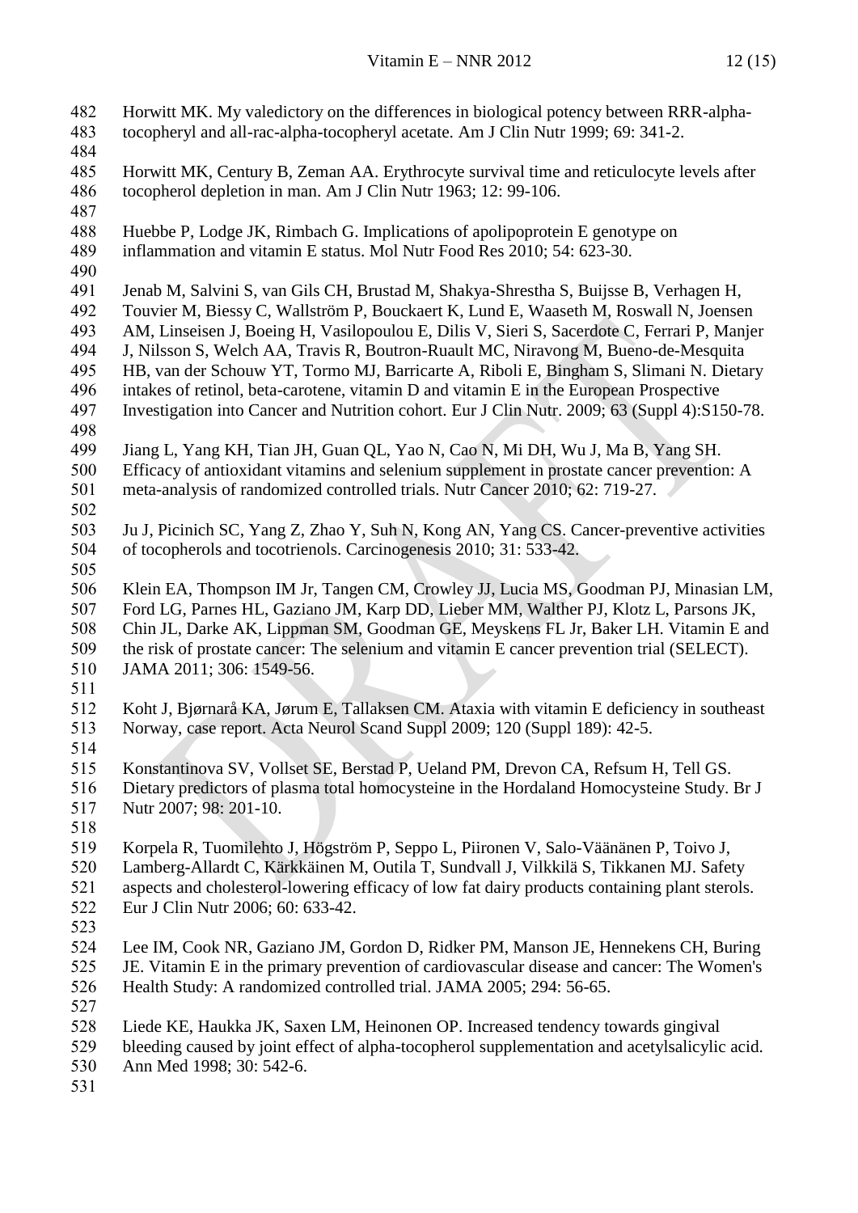Horwitt MK. My valedictory on the differences in biological potency between RRR-alpha-tocopheryl and all-rac-alpha-tocopheryl acetate. Am J Clin Nutr 1999; 69: 341-2.

Horwitt MK, Century B, Zeman AA. Erythrocyte survival time and reticulocyte levels after tocopherol depletion in man. Am J Clin Nutr 1963; 12: 99-106.

Huebbe P, Lodge JK, Rimbach G. Implications of apolipoprotein E genotype on inflammation and vitamin E status. Mol Nutr Food Res 2010; 54: 623-30.

Jenab M, Salvini S, van Gils CH, Brustad M, Shakya-Shrestha S, Buijsse B, Verhagen H, Touvier M, Biessy C, Wallström P, Bouckaert K, Lund E, Waaseth M, Roswall N, Joensen AM, Linseisen J, Boeing H, Vasilopoulou E, Dilis V, Sieri S, Sacerdote C, Ferrari P, Manjer J, Nilsson S, Welch AA, Travis R, Boutron-Ruault MC, Niravong M, Bueno-de-Mesquita HB, van der Schouw YT, Tormo MJ, Barricarte A, Riboli E, Bingham S, Slimani N. Dietary intakes of retinol, beta-carotene, vitamin D and vitamin E in the European Prospective Investigation into Cancer and Nutrition cohort. Eur J Clin Nutr. 2009; 63 (Suppl 4):S150-78.

Jiang L, Yang KH, Tian JH, Guan QL, Yao N, Cao N, Mi DH, Wu J, Ma B, Yang SH. Efficacy of antioxidant vitamins and selenium supplement in prostate cancer prevention: A meta-analysis of randomized controlled trials. Nutr Cancer 2010; 62: 719-27.

Ju J, Picinich SC, Yang Z, Zhao Y, Suh N, Kong AN, Yang CS. Cancer-preventive activities of tocopherols and tocotrienols. Carcinogenesis 2010; 31: 533-42.

Klein EA, Thompson IM Jr, Tangen CM, Crowley JJ, Lucia MS, Goodman PJ, Minasian LM, Ford LG, Parnes HL, Gaziano JM, Karp DD, Lieber MM, Walther PJ, Klotz L, Parsons JK, Chin JL, Darke AK, Lippman SM, Goodman GE, Meyskens FL Jr, Baker LH. Vitamin E and the risk of prostate cancer: The selenium and vitamin E cancer prevention trial (SELECT). JAMA 2011; 306: 1549-56.

Koht J, Bjørnarå KA, Jørum E, Tallaksen CM. Ataxia with vitamin E deficiency in southeast Norway, case report. Acta Neurol Scand Suppl 2009; 120 (Suppl 189): 42-5.

Konstantinova SV, Vollset SE, Berstad P, Ueland PM, Drevon CA, Refsum H, Tell GS. Dietary predictors of plasma total homocysteine in the Hordaland Homocysteine Study. Br J Nutr 2007; 98: 201-10.

Korpela R, Tuomilehto J, Högström P, Seppo L, Piironen V, Salo-Väänänen P, Toivo J, Lamberg-Allardt C, Kärkkäinen M, Outila T, Sundvall J, Vilkkilä S, Tikkanen MJ. Safety aspects and cholesterol-lowering efficacy of low fat dairy products containing plant sterols. Eur J Clin Nutr 2006; 60: 633-42.

Lee IM, Cook NR, Gaziano JM, Gordon D, Ridker PM, Manson JE, Hennekens CH, Buring JE. Vitamin E in the primary prevention of cardiovascular disease and cancer: The Women's Health Study: A randomized controlled trial. JAMA 2005; 294: 56-65.

Liede KE, Haukka JK, Saxen LM, Heinonen OP. Increased tendency towards gingival bleeding caused by joint effect of alpha-tocopherol supplementation and acetylsalicylic acid. Ann Med 1998; 30: 542-6.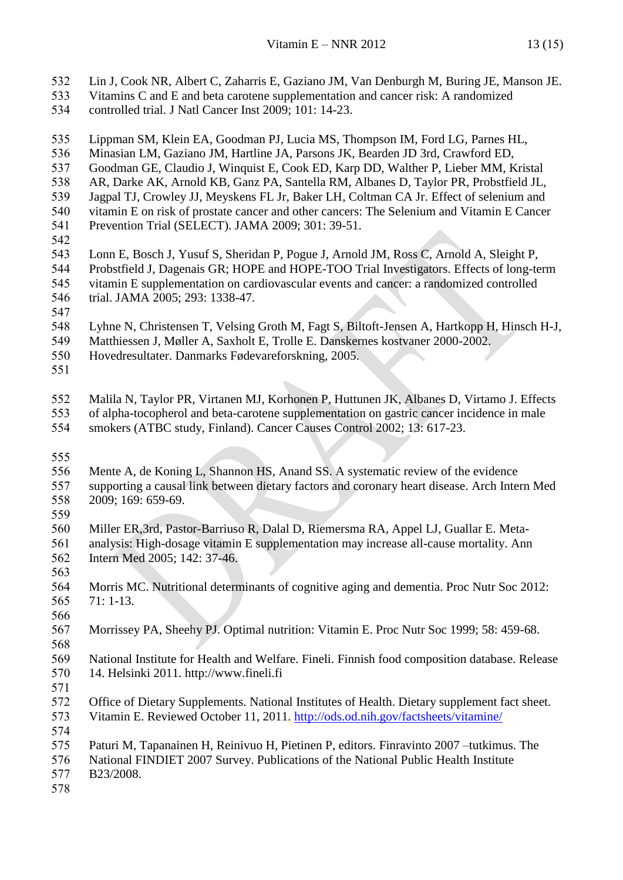Lin J, Cook NR, Albert C, Zaharris E, Gaziano JM, Van Denburgh M, Buring JE, Manson JE. Vitamins C and E and beta carotene supplementation and cancer risk: A randomized controlled trial. J Natl Cancer Inst 2009; 101: 14-23.

Lippman SM, Klein EA, Goodman PJ, Lucia MS, Thompson IM, Ford LG, Parnes HL, Minasian LM, Gaziano JM, Hartline JA, Parsons JK, Bearden JD 3rd, Crawford ED, Goodman GE, Claudio J, Winquist E, Cook ED, Karp DD, Walther P, Lieber MM, Kristal AR, Darke AK, Arnold KB, Ganz PA, Santella RM, Albanes D, Taylor PR, Probstfield JL, Jagpal TJ, Crowley JJ, Meyskens FL Jr, Baker LH, Coltman CA Jr. Effect of selenium and vitamin E on risk of prostate cancer and other cancers: The Selenium and Vitamin E Cancer Prevention Trial (SELECT). JAMA 2009; 301: 39-51.

Lonn E, Bosch J, Yusuf S, Sheridan P, Pogue J, Arnold JM, Ross C, Arnold A, Sleight P, Probstfield J, Dagenais GR; HOPE and HOPE-TOO Trial Investigators. Effects of long-term vitamin E supplementation on cardiovascular events and cancer: a randomized controlled trial. JAMA 2005; 293: 1338-47.

Lyhne N, Christensen T, Velsing Groth M, Fagt S, Biltoft-Jensen A, Hartkopp H, Hinsch H-J, Matthiessen J, Møller A, Saxholt E, Trolle E. Danskernes kostvaner 2000-2002. Hovedresultater. Danmarks Fødevareforskning, 2005.

Malila N, Taylor PR, Virtanen MJ, Korhonen P, Huttunen JK, Albanes D, Virtamo J. Effects of alpha-tocopherol and beta-carotene supplementation on gastric cancer incidence in male smokers (ATBC study, Finland). Cancer Causes Control 2002; 13: 617-23.

Mente A, de Koning L, Shannon HS, Anand SS. A systematic review of the evidence supporting a causal link between dietary factors and coronary heart disease. Arch Intern Med 2009; 169: 659-69.

Miller ER,3rd, Pastor-Barriuso R, Dalal D, Riemersma RA, Appel LJ, Guallar E. Meta-analysis: High-dosage vitamin E supplementation may increase all-cause mortality. Ann Intern Med 2005; 142: 37-46.

Morris MC. Nutritional determinants of cognitive aging and dementia. Proc Nutr Soc 2012: 71: 1-13.

Morrissey PA, Sheehy PJ. Optimal nutrition: Vitamin E. Proc Nutr Soc 1999; 58: 459-68.

National Institute for Health and Welfare. Fineli. Finnish food composition database. Release 14. Helsinki 2011. http://www.fineli.fi

Office of Dietary Supplements. National Institutes of Health. Dietary supplement fact sheet. Vitamin E. Reviewed October 11, 2011. http://ods.od.nih.gov/factsheets/vitamine/

Paturi M, Tapanainen H, Reinivuo H, Pietinen P, editors. Finravinto 2007 –tutkimus. The National FINDIET 2007 Survey. Publications of the National Public Health Institute B23/2008.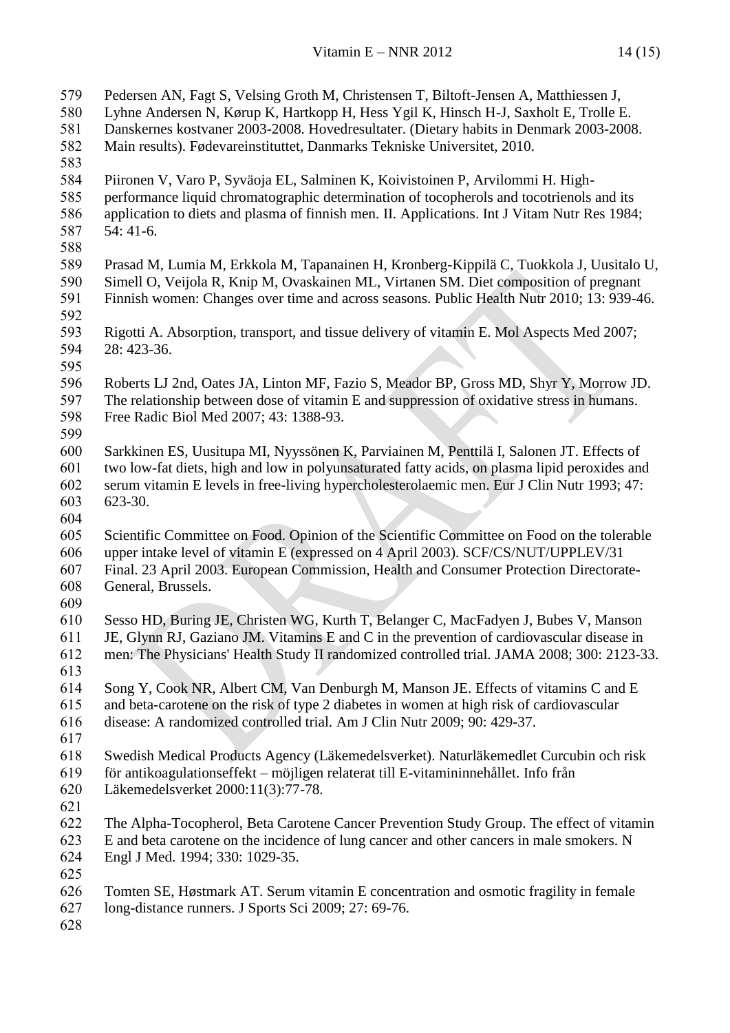Pedersen AN, Fagt S, Velsing Groth M, Christensen T, Biltoft-Jensen A, Matthiessen J, Lyhne Andersen N, Kørup K, Hartkopp H, Hess Ygil K, Hinsch H-J, Saxholt E, Trolle E. Danskernes kostvaner 2003-2008. Hovedresultater. (Dietary habits in Denmark 2003-2008. Main results). Fødevareinstituttet, Danmarks Tekniske Universitet, 2010.

Piironen V, Varo P, Syväoja EL, Salminen K, Koivistoinen P, Arvilommi H. High-performance liquid chromatographic determination of tocopherols and tocotrienols and its application to diets and plasma of finnish men. II. Applications. Int J Vitam Nutr Res 1984; 54: 41-6.

Prasad M, Lumia M, Erkkola M, Tapanainen H, Kronberg-Kippilä C, Tuokkola J, Uusitalo U, Simell O, Veijola R, Knip M, Ovaskainen ML, Virtanen SM. Diet composition of pregnant Finnish women: Changes over time and across seasons. Public Health Nutr 2010; 13: 939-46.

Rigotti A. Absorption, transport, and tissue delivery of vitamin E. Mol Aspects Med 2007; 28: 423-36.

Roberts LJ 2nd, Oates JA, Linton MF, Fazio S, Meador BP, Gross MD, Shyr Y, Morrow JD. The relationship between dose of vitamin E and suppression of oxidative stress in humans. Free Radic Biol Med 2007; 43: 1388-93.

Sarkkinen ES, Uusitupa MI, Nyyssönen K, Parviainen M, Penttilä I, Salonen JT. Effects of two low-fat diets, high and low in polyunsaturated fatty acids, on plasma lipid peroxides and serum vitamin E levels in free-living hypercholesterolaemic men. Eur J Clin Nutr 1993; 47: 623-30.

Scientific Committee on Food. Opinion of the Scientific Committee on Food on the tolerable upper intake level of vitamin E (expressed on 4 April 2003). SCF/CS/NUT/UPPLEV/31 Final. 23 April 2003. European Commission, Health and Consumer Protection Directorate-General, Brussels.

Sesso HD, Buring JE, Christen WG, Kurth T, Belanger C, MacFadyen J, Bubes V, Manson JE, Glynn RJ, Gaziano JM. Vitamins E and C in the prevention of cardiovascular disease in men: The Physicians' Health Study II randomized controlled trial. JAMA 2008; 300: 2123-33.

Song Y, Cook NR, Albert CM, Van Denburgh M, Manson JE. Effects of vitamins C and E and beta-carotene on the risk of type 2 diabetes in women at high risk of cardiovascular disease: A randomized controlled trial. Am J Clin Nutr 2009; 90: 429-37.

Swedish Medical Products Agency (Läkemedelsverket). Naturläkemedlet Curcubin och risk för antikoagulationseffekt – möjligen relaterat till E-vitamininnehållet. Info från Läkemedelsverket 2000:11(3):77-78.

The Alpha-Tocopherol, Beta Carotene Cancer Prevention Study Group. The effect of vitamin E and beta carotene on the incidence of lung cancer and other cancers in male smokers. N Engl J Med. 1994; 330: 1029-35.

Tomten SE, Høstmark AT. Serum vitamin E concentration and osmotic fragility in female long-distance runners. J Sports Sci 2009; 27: 69-76.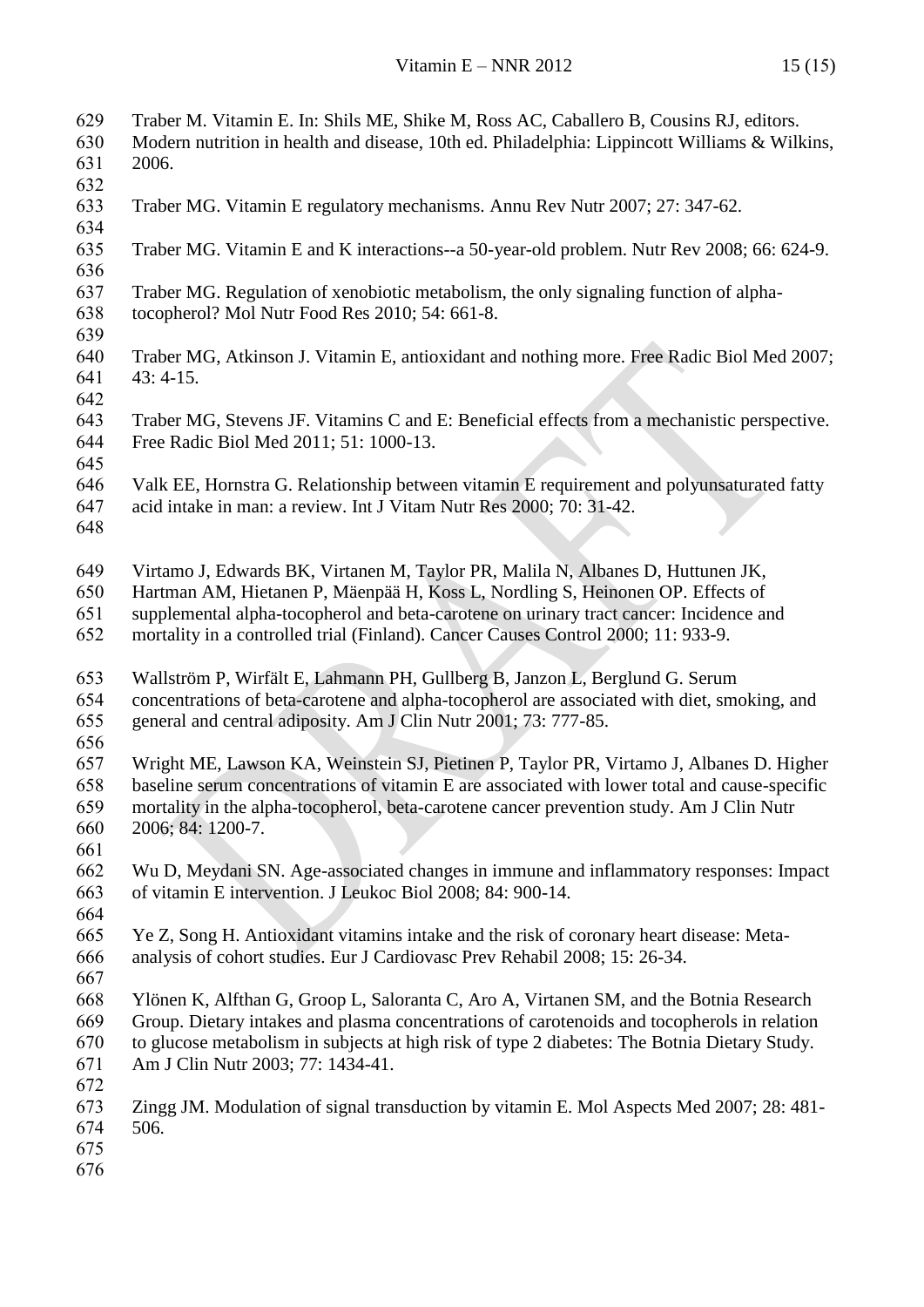Traber M. Vitamin E. In: Shils ME, Shike M, Ross AC, Caballero B, Cousins RJ, editors. Modern nutrition in health and disease, 10th ed. Philadelphia: Lippincott Williams & Wilkins, 2006.

Traber MG. Vitamin E regulatory mechanisms. Annu Rev Nutr 2007; 27: 347-62.

Traber MG. Vitamin E and K interactions--a 50-year-old problem. Nutr Rev 2008; 66: 624-9.

Traber MG. Regulation of xenobiotic metabolism, the only signaling function of alpha-tocopherol? Mol Nutr Food Res 2010; 54: 661-8.

Traber MG, Atkinson J. Vitamin E, antioxidant and nothing more. Free Radic Biol Med 2007; 43: 4-15.

Traber MG, Stevens JF. Vitamins C and E: Beneficial effects from a mechanistic perspective. Free Radic Biol Med 2011; 51: 1000-13.

Valk EE, Hornstra G. Relationship between vitamin E requirement and polyunsaturated fatty acid intake in man: a review. Int J Vitam Nutr Res 2000; 70: 31-42.

Virtamo J, Edwards BK, Virtanen M, Taylor PR, Malila N, Albanes D, Huttunen JK, Hartman AM, Hietanen P, Mäenpää H, Koss L, Nordling S, Heinonen OP. Effects of supplemental alpha-tocopherol and beta-carotene on urinary tract cancer: Incidence and mortality in a controlled trial (Finland). Cancer Causes Control 2000; 11: 933-9.

Wallström P, Wirfält E, Lahmann PH, Gullberg B, Janzon L, Berglund G. Serum concentrations of beta-carotene and alpha-tocopherol are associated with diet, smoking, and general and central adiposity. Am J Clin Nutr 2001; 73: 777-85.

Wright ME, Lawson KA, Weinstein SJ, Pietinen P, Taylor PR, Virtamo J, Albanes D. Higher baseline serum concentrations of vitamin E are associated with lower total and cause-specific mortality in the alpha-tocopherol, beta-carotene cancer prevention study. Am J Clin Nutr 2006; 84: 1200-7.

Wu D, Meydani SN. Age-associated changes in immune and inflammatory responses: Impact of vitamin E intervention. J Leukoc Biol 2008; 84: 900-14.

Ye Z, Song H. Antioxidant vitamins intake and the risk of coronary heart disease: Meta-analysis of cohort studies. Eur J Cardiovasc Prev Rehabil 2008; 15: 26-34.

Ylönen K, Alfthan G, Groop L, Saloranta C, Aro A, Virtanen SM, and the Botnia Research Group. Dietary intakes and plasma concentrations of carotenoids and tocopherols in relation to glucose metabolism in subjects at high risk of type 2 diabetes: The Botnia Dietary Study. Am J Clin Nutr 2003; 77: 1434-41.

Zingg JM. Modulation of signal transduction by vitamin E. Mol Aspects Med 2007; 28: 481-506.